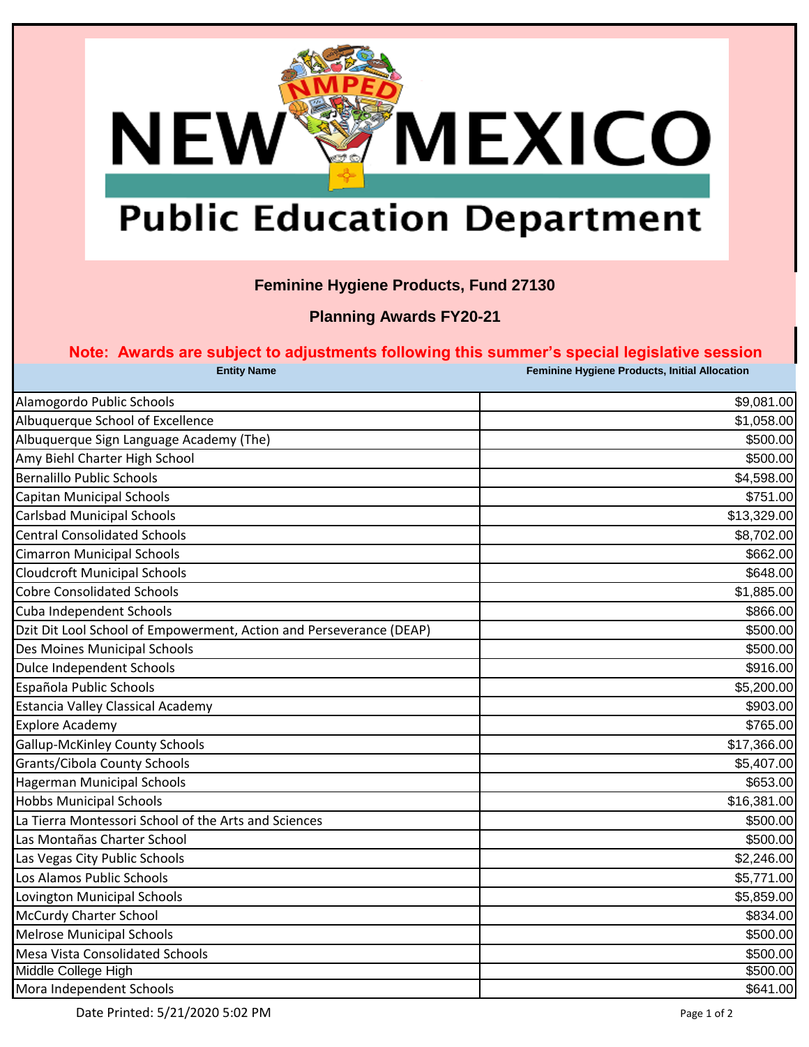# NEW MEXICO Public Education Department

## Feminine Hygiene Products, Fund 27130

## Planning Awards FY20-21

**Note: Awards are subject to adjustments following this summer's special legislative session**

| Entity Name | Feminine Hygiene Products, Initial Allocation |
|---|---|
| Alamogordo Public Schools | $9,081.00 |
| Albuquerque School of Excellence | $1,058.00 |
| Albuquerque Sign Language Academy (The) | $500.00 |
| Amy Biehl Charter High School | $500.00 |
| Bernalillo Public Schools | $4,598.00 |
| Capitan Municipal Schools | $751.00 |
| Carlsbad Municipal Schools | $13,329.00 |
| Central Consolidated Schools | $8,702.00 |
| Cimarron Municipal Schools | $662.00 |
| Cloudcroft Municipal Schools | $648.00 |
| Cobre Consolidated Schools | $1,885.00 |
| Cuba Independent Schools | $866.00 |
| Dzit Dit Lool School of Empowerment, Action and Perseverance (DEAP) | $500.00 |
| Des Moines Municipal Schools | $500.00 |
| Dulce Independent Schools | $916.00 |
| Española Public Schools | $5,200.00 |
| Estancia Valley Classical Academy | $903.00 |
| Explore Academy | $765.00 |
| Gallup-McKinley County Schools | $17,366.00 |
| Grants/Cibola County Schools | $5,407.00 |
| Hagerman Municipal Schools | $653.00 |
| Hobbs Municipal Schools | $16,381.00 |
| La Tierra Montessori School of the Arts and Sciences | $500.00 |
| Las Montañas Charter School | $500.00 |
| Las Vegas City Public Schools | $2,246.00 |
| Los Alamos Public Schools | $5,771.00 |
| Lovington Municipal Schools | $5,859.00 |
| McCurdy Charter School | $834.00 |
| Melrose Municipal Schools | $500.00 |
| Mesa Vista Consolidated Schools | $500.00 |
| Middle College High | $500.00 |
| Mora Independent Schools | $641.00 |

Date Printed: 5/21/2020 5:02 PM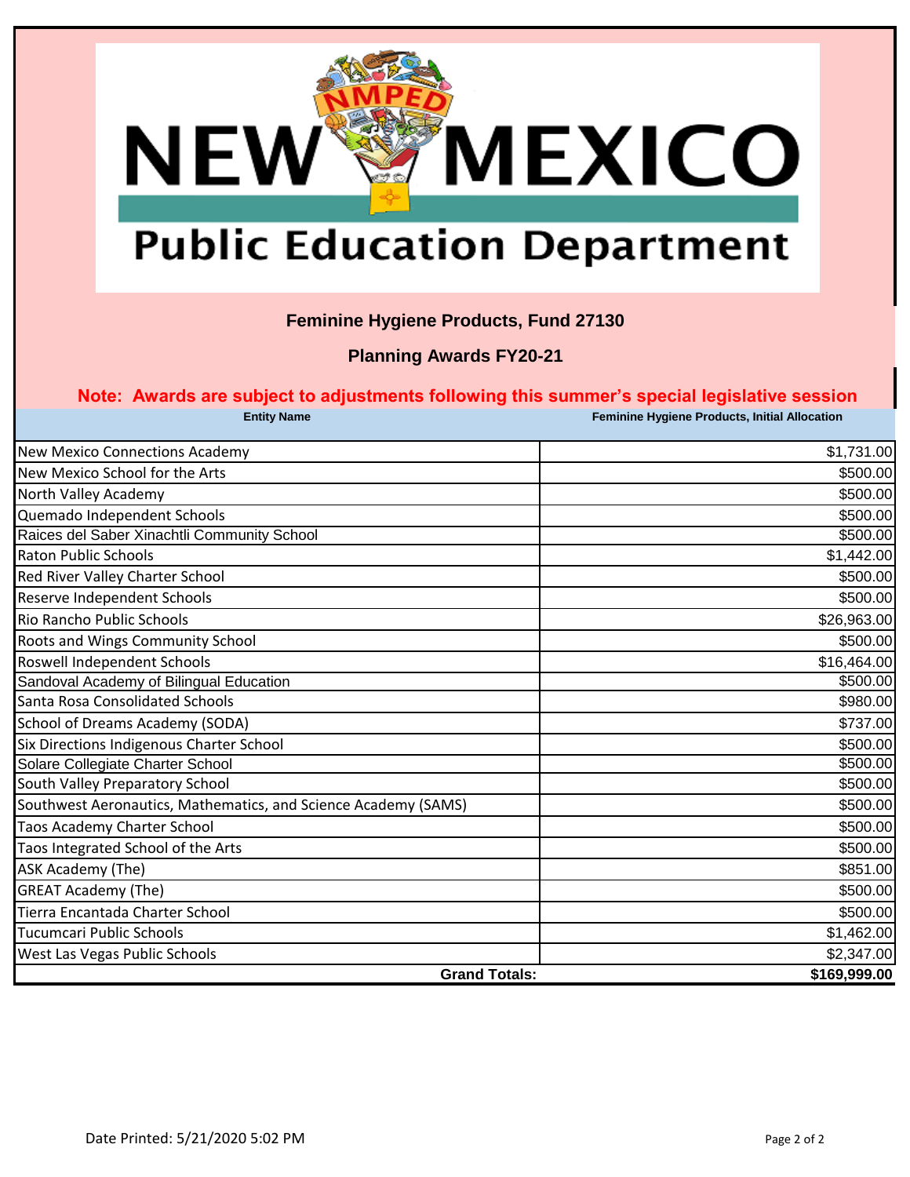# NEW MEXICO Public Education Department

**Feminine Hygiene Products, Fund 27130**

**Planning Awards FY20-21**

**Note: Awards are subject to adjustments following this summer's special legislative session**

| Entity Name | Feminine Hygiene Products, Initial Allocation |
|---|---|
| New Mexico Connections Academy | $1,731.00 |
| New Mexico School for the Arts | $500.00 |
| North Valley Academy | $500.00 |
| Quemado Independent Schools | $500.00 |
| Raices del Saber Xinachtli Community School | $500.00 |
| Raton Public Schools | $1,442.00 |
| Red River Valley Charter School | $500.00 |
| Reserve Independent Schools | $500.00 |
| Rio Rancho Public Schools | $26,963.00 |
| Roots and Wings Community School | $500.00 |
| Roswell Independent Schools | $16,464.00 |
| Sandoval Academy of Bilingual Education | $500.00 |
| Santa Rosa Consolidated Schools | $980.00 |
| School of Dreams Academy (SODA) | $737.00 |
| Six Directions Indigenous Charter School | $500.00 |
| Solare Collegiate Charter School | $500.00 |
| South Valley Preparatory School | $500.00 |
| Southwest Aeronautics, Mathematics, and Science Academy (SAMS) | $500.00 |
| Taos Academy Charter School | $500.00 |
| Taos Integrated School of the Arts | $500.00 |
| ASK Academy (The) | $851.00 |
| GREAT Academy (The) | $500.00 |
| Tierra Encantada Charter School | $500.00 |
| Tucumcari Public Schools | $1,462.00 |
| West Las Vegas Public Schools | $2,347.00 |
| **Grand Totals:** | **$169,999.00** |

Date Printed: 5/21/2020 5:02 PM